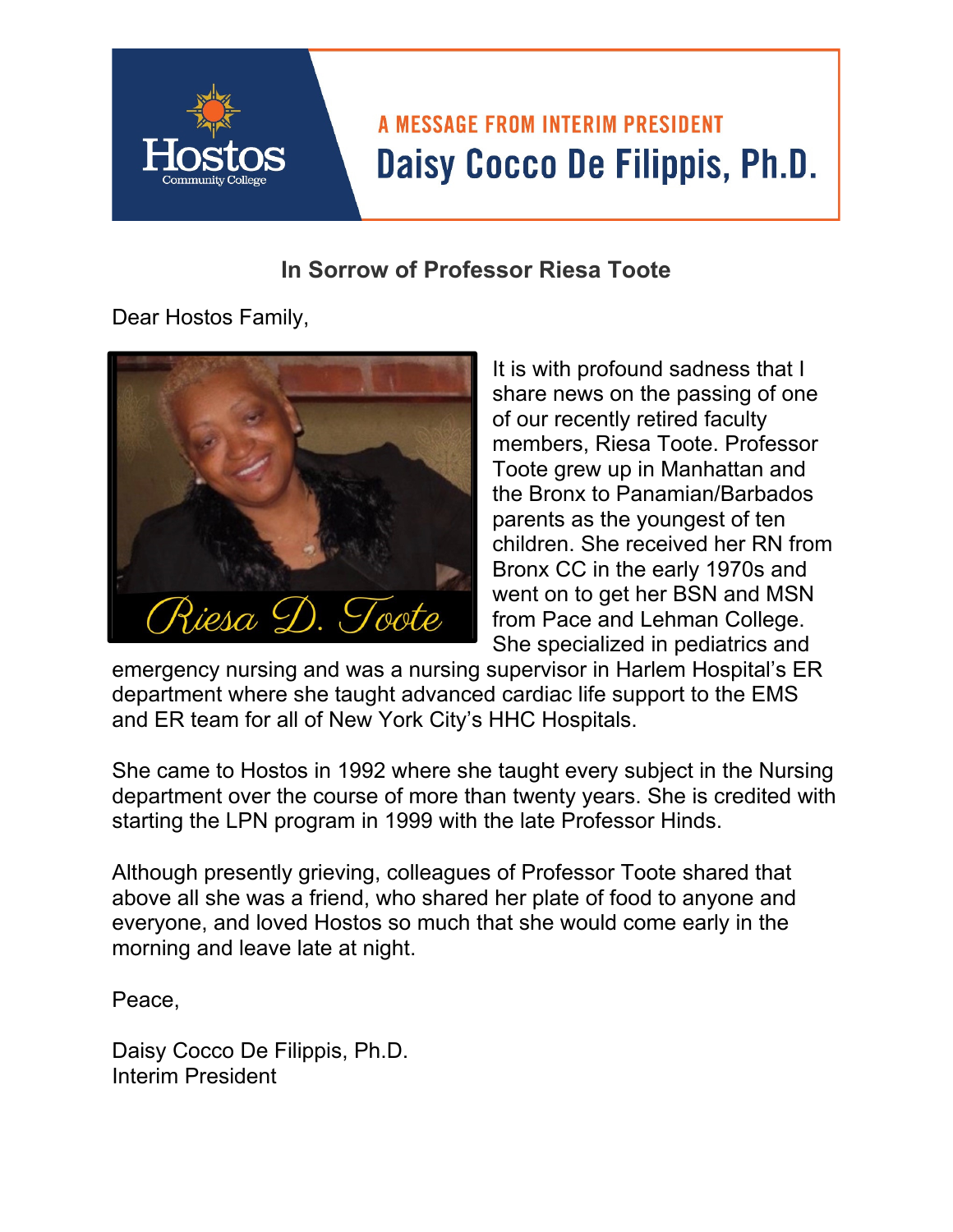A MESSAGE FROM INTERIM PRESIDENT

**Daisy Cocco De Filippis, Ph.D.**

## In Sorrow of Professor Riesa Toote

Dear Hostos Family,

It is with profound sadness that I share news on the passing of one of our recently retired faculty members, Riesa Toote. Professor Toote grew up in Manhattan and the Bronx to Panamian/Barbados parents as the youngest of ten children. She received her RN from Bronx CC in the early 1970s and went on to get her BSN and MSN from Pace and Lehman College. She specialized in pediatrics and emergency nursing and was a nursing supervisor in Harlem Hospital's ER department where she taught advanced cardiac life support to the EMS and ER team for all of New York City's HHC Hospitals.

She came to Hostos in 1992 where she taught every subject in the Nursing department over the course of more than twenty years. She is credited with starting the LPN program in 1999 with the late Professor Hinds.

Although presently grieving, colleagues of Professor Toote shared that above all she was a friend, who shared her plate of food to anyone and everyone, and loved Hostos so much that she would come early in the morning and leave late at night.

Peace,

Daisy Cocco De Filippis, Ph.D.
Interim President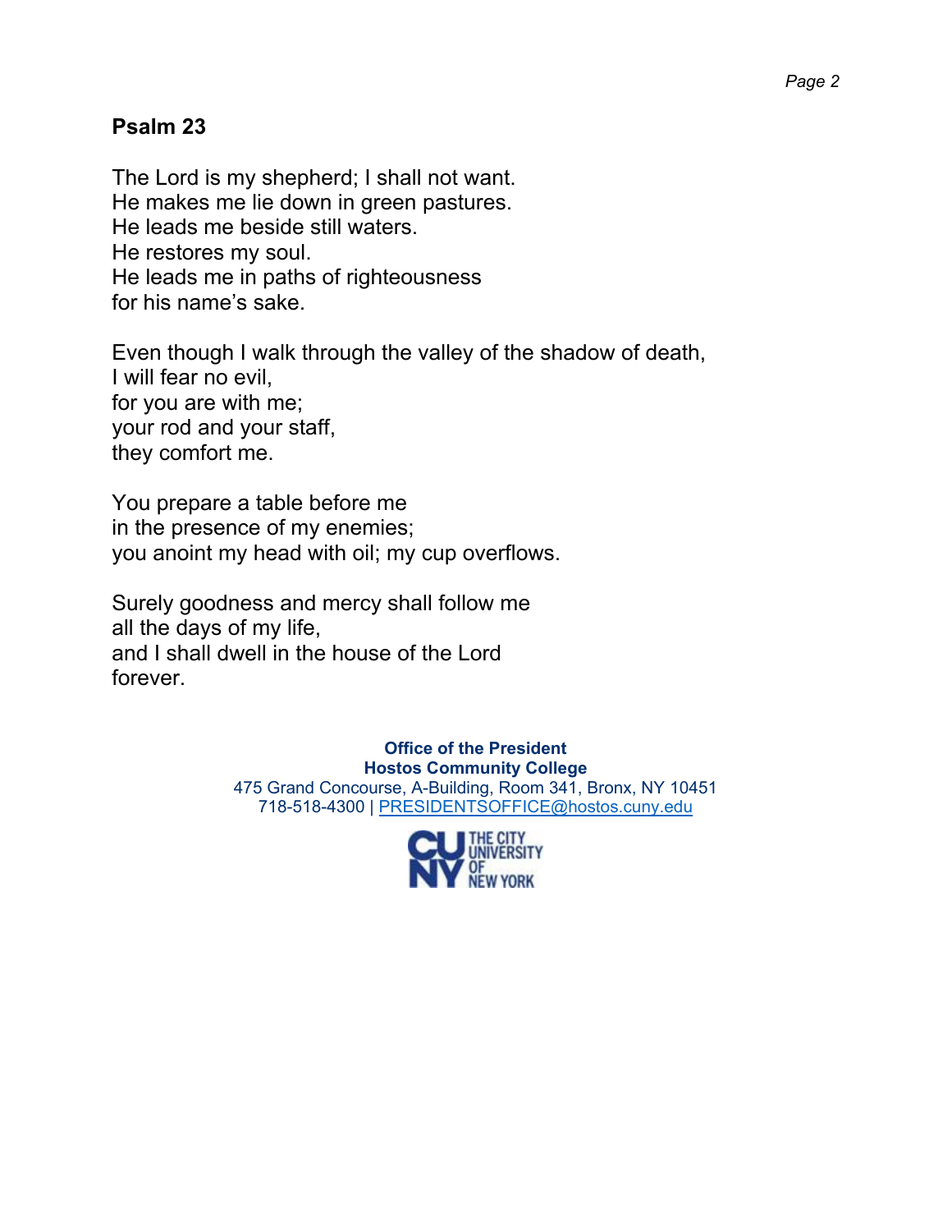## Psalm 23

The Lord is my shepherd; I shall not want.
He makes me lie down in green pastures.
He leads me beside still waters.
He restores my soul.
He leads me in paths of righteousness
for his name's sake.

Even though I walk through the valley of the shadow of death,
I will fear no evil,
for you are with me;
your rod and your staff,
they comfort me.

You prepare a table before me
in the presence of my enemies;
you anoint my head with oil; my cup overflows.

Surely goodness and mercy shall follow me
all the days of my life,
and I shall dwell in the house of the Lord
forever.

**Office of the President**
**Hostos Community College**
475 Grand Concourse, A-Building, Room 341, Bronx, NY 10451
718-518-4300 | PRESIDENTSOFFICE@hostos.cuny.edu

CUNY THE CITY UNIVERSITY OF NEW YORK